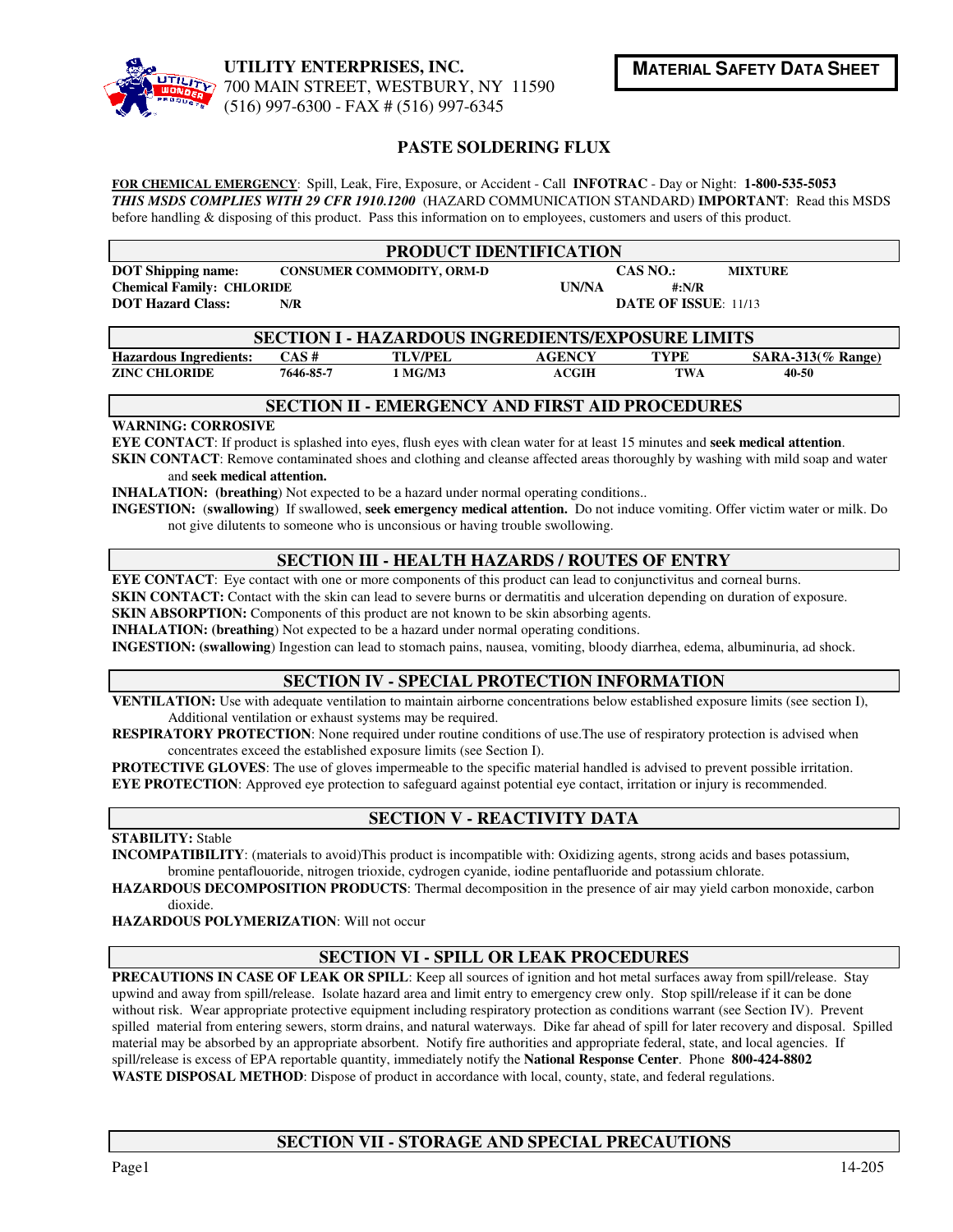**UTILITY ENTERPRISES, INC.**
700 MAIN STREET, WESTBURY, NY 11590
(516) 997-6300 - FAX # (516) 997-6345

**MATERIAL SAFETY DATA SHEET**

# PASTE SOLDERING FLUX

**FOR CHEMICAL EMERGENCY**: Spill, Leak, Fire, Exposure, or Accident - Call **INFOTRAC** - Day or Night: **1-800-535-5053**
***THIS MSDS COMPLIES WITH 29 CFR 1910.1200*** (HAZARD COMMUNICATION STANDARD) **IMPORTANT**: Read this MSDS before handling & disposing of this product. Pass this information on to employees, customers and users of this product.

## PRODUCT IDENTIFICATION

**DOT Shipping name:** **CONSUMER COMMODITY, ORM-D** **CAS NO.:** **MIXTURE**
**Chemical Family: CHLORIDE** **UN/NA #:N/R**
**DOT Hazard Class:** **N/R** **DATE OF ISSUE**: 11/13

## SECTION I - HAZARDOUS INGREDIENTS/EXPOSURE LIMITS

| Hazardous Ingredients: | CAS # | TLV/PEL | AGENCY | TYPE | SARA-313(% Range) |
|---|---|---|---|---|---|
| ZINC CHLORIDE | 7646-85-7 | 1 MG/M3 | ACGIH | TWA | 40-50 |

## SECTION II - EMERGENCY AND FIRST AID PROCEDURES

**WARNING: CORROSIVE**

**EYE CONTACT**: If product is splashed into eyes, flush eyes with clean water for at least 15 minutes and **seek medical attention**.

**SKIN CONTACT**: Remove contaminated shoes and clothing and cleanse affected areas thoroughly by washing with mild soap and water and **seek medical attention.**

**INHALATION: (breathing**) Not expected to be a hazard under normal operating conditions..

**INGESTION:** (**swallowing**) If swallowed, **seek emergency medical attention.** Do not induce vomiting. Offer victim water or milk. Do not give dilutents to someone who is unconsious or having trouble swollowing.

## SECTION III - HEALTH HAZARDS / ROUTES OF ENTRY

**EYE CONTACT**: Eye contact with one or more components of this product can lead to conjunctivitus and corneal burns.

**SKIN CONTACT:** Contact with the skin can lead to severe burns or dermatitis and ulceration depending on duration of exposure.

**SKIN ABSORPTION:** Components of this product are not known to be skin absorbing agents.

**INHALATION: (breathing**) Not expected to be a hazard under normal operating conditions.

**INGESTION: (swallowing**) Ingestion can lead to stomach pains, nausea, vomiting, bloody diarrhea, edema, albuminuria, ad shock.

## SECTION IV - SPECIAL PROTECTION INFORMATION

**VENTILATION:** Use with adequate ventilation to maintain airborne concentrations below established exposure limits (see section I), Additional ventilation or exhaust systems may be required.

**RESPIRATORY PROTECTION**: None required under routine conditions of use.The use of respiratory protection is advised when concentrates exceed the established exposure limits (see Section I).

**PROTECTIVE GLOVES**: The use of gloves impermeable to the specific material handled is advised to prevent possible irritation.

**EYE PROTECTION**: Approved eye protection to safeguard against potential eye contact, irritation or injury is recommended.

## SECTION V - REACTIVITY DATA

**STABILITY:** Stable

**INCOMPATIBILITY**: (materials to avoid)This product is incompatible with: Oxidizing agents, strong acids and bases potassium, bromine pentaflouoride, nitrogen trioxide, cydrogen cyanide, iodine pentafluoride and potassium chlorate.

**HAZARDOUS DECOMPOSITION PRODUCTS**: Thermal decomposition in the presence of air may yield carbon monoxide, carbon dioxide.

**HAZARDOUS POLYMERIZATION**: Will not occur

## SECTION VI - SPILL OR LEAK PROCEDURES

**PRECAUTIONS IN CASE OF LEAK OR SPILL**: Keep all sources of ignition and hot metal surfaces away from spill/release. Stay upwind and away from spill/release. Isolate hazard area and limit entry to emergency crew only. Stop spill/release if it can be done without risk. Wear appropriate protective equipment including respiratory protection as conditions warrant (see Section IV). Prevent spilled material from entering sewers, storm drains, and natural waterways. Dike far ahead of spill for later recovery and disposal. Spilled material may be absorbed by an appropriate absorbent. Notify fire authorities and appropriate federal, state, and local agencies. If spill/release is excess of EPA reportable quantity, immediately notify the **National Response Center**. Phone **800-424-8802**

**WASTE DISPOSAL METHOD**: Dispose of product in accordance with local, county, state, and federal regulations.

## SECTION VII - STORAGE AND SPECIAL PRECAUTIONS

14-205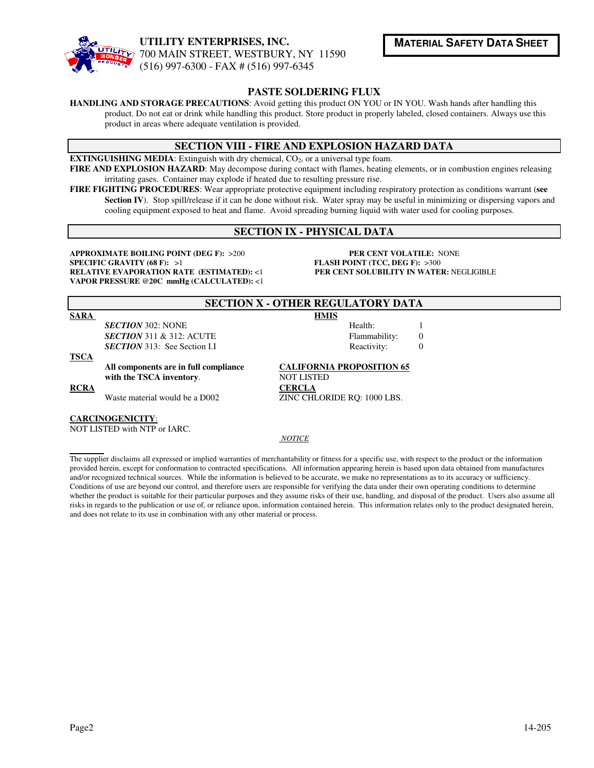**UTILITY ENTERPRISES, INC.**
700 MAIN STREET, WESTBURY, NY 11590
(516) 997-6300 - FAX # (516) 997-6345

**MATERIAL SAFETY DATA SHEET**

## PASTE SOLDERING FLUX

**HANDLING AND STORAGE PRECAUTIONS**: Avoid getting this product ON YOU or IN YOU. Wash hands after handling this product. Do not eat or drink while handling this product. Store product in properly labeled, closed containers. Always use this product in areas where adequate ventilation is provided.

## SECTION VIII - FIRE AND EXPLOSION HAZARD DATA

**EXTINGUISHING MEDIA**: Extinguish with dry chemical, $CO_2$, or a universal type foam.

**FIRE AND EXPLOSION HAZARD**: May decompose during contact with flames, heating elements, or in combustion engines releasing irritating gases. Container may explode if heated due to resulting pressure rise.

**FIRE FIGHTING PROCEDURES**: Wear appropriate protective equipment including respiratory protection as conditions warrant (**see Section IV**). Stop spill/release if it can be done without risk. Water spray may be useful in minimizing or dispersing vapors and cooling equipment exposed to heat and flame. Avoid spreading burning liquid with water used for cooling purposes.

## SECTION IX - PHYSICAL DATA

**APPROXIMATE BOILING POINT (DEG F):** >200
**SPECIFIC GRAVITY (68 F):** >1
**RELATIVE EVAPORATION RATE (ESTIMATED):** <1
**VAPOR PRESSURE @20C mmHg (CALCULATED):** <1

**PER CENT VOLATILE:** NONE
**FLASH POINT (TCC, DEG F):** >300
**PER CENT SOLUBILITY IN WATER:** NEGLIGIBLE

## SECTION X - OTHER REGULATORY DATA

**SARA**

*SECTION* 302: NONE
*SECTION* 311 & 312: ACUTE
*SECTION* 313: See Section I.I

**TSCA**

**All components are in full compliance with the TSCA inventory**.

**RCRA**

Waste material would be a D002

**HMIS**

| | |
|---|---|
| Health: | 1 |
| Flammability: | 0 |
| Reactivity: | 0 |

**CALIFORNIA PROPOSITION 65**
NOT LISTED

**CERCLA**
ZINC CHLORIDE RQ: 1000 LBS.

**CARCINOGENICITY**:
NOT LISTED with NTP or IARC.

*NOTICE*

The supplier disclaims all expressed or implied warranties of merchantability or fitness for a specific use, with respect to the product or the information provided herein, except for conformation to contracted specifications. All information appearing herein is based upon data obtained from manufactures and/or recognized technical sources. While the information is believed to be accurate, we make no representations as to its accuracy or sufficiency. Conditions of use are beyond our control, and therefore users are responsible for verifying the data under their own operating conditions to determine whether the product is suitable for their particular purposes and they assume risks of their use, handling, and disposal of the product. Users also assume all risks in regards to the publication or use of, or reliance upon, information contained herein. This information relates only to the product designated herein, and does not relate to its use in combination with any other material or process.